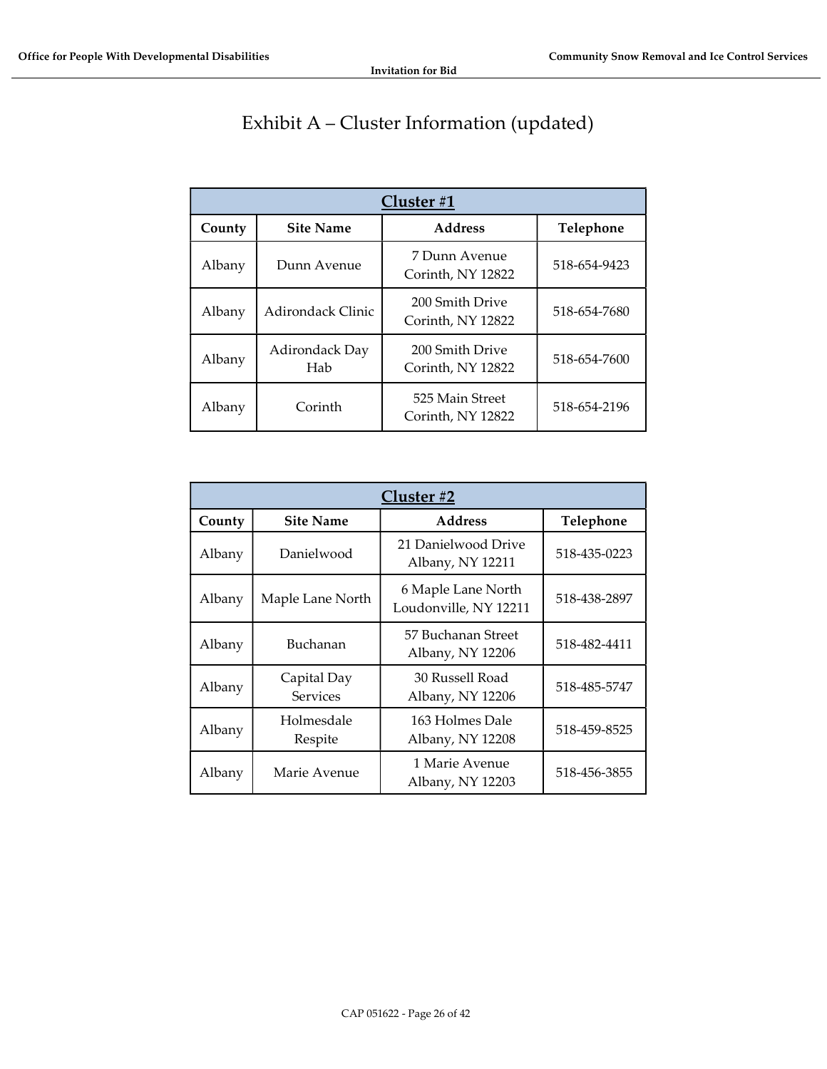# Exhibit A – Cluster Information (updated)

| **Cluster #1** | | | |
|---|---|---|---|
| **County** | **Site Name** | **Address** | **Telephone** |
| Albany | Dunn Avenue | 7 Dunn Avenue Corinth, NY 12822 | 518-654-9423 |
| Albany | Adirondack Clinic | 200 Smith Drive Corinth, NY 12822 | 518-654-7680 |
| Albany | Adirondack Day Hab | 200 Smith Drive Corinth, NY 12822 | 518-654-7600 |
| Albany | Corinth | 525 Main Street Corinth, NY 12822 | 518-654-2196 |

| **Cluster #2** | | | |
|---|---|---|---|
| **County** | **Site Name** | **Address** | **Telephone** |
| Albany | Danielwood | 21 Danielwood Drive Albany, NY 12211 | 518-435-0223 |
| Albany | Maple Lane North | 6 Maple Lane North Loudonville, NY 12211 | 518-438-2897 |
| Albany | Buchanan | 57 Buchanan Street Albany, NY 12206 | 518-482-4411 |
| Albany | Capital Day Services | 30 Russell Road Albany, NY 12206 | 518-485-5747 |
| Albany | Holmesdale Respite | 163 Holmes Dale Albany, NY 12208 | 518-459-8525 |
| Albany | Marie Avenue | 1 Marie Avenue Albany, NY 12203 | 518-456-3855 |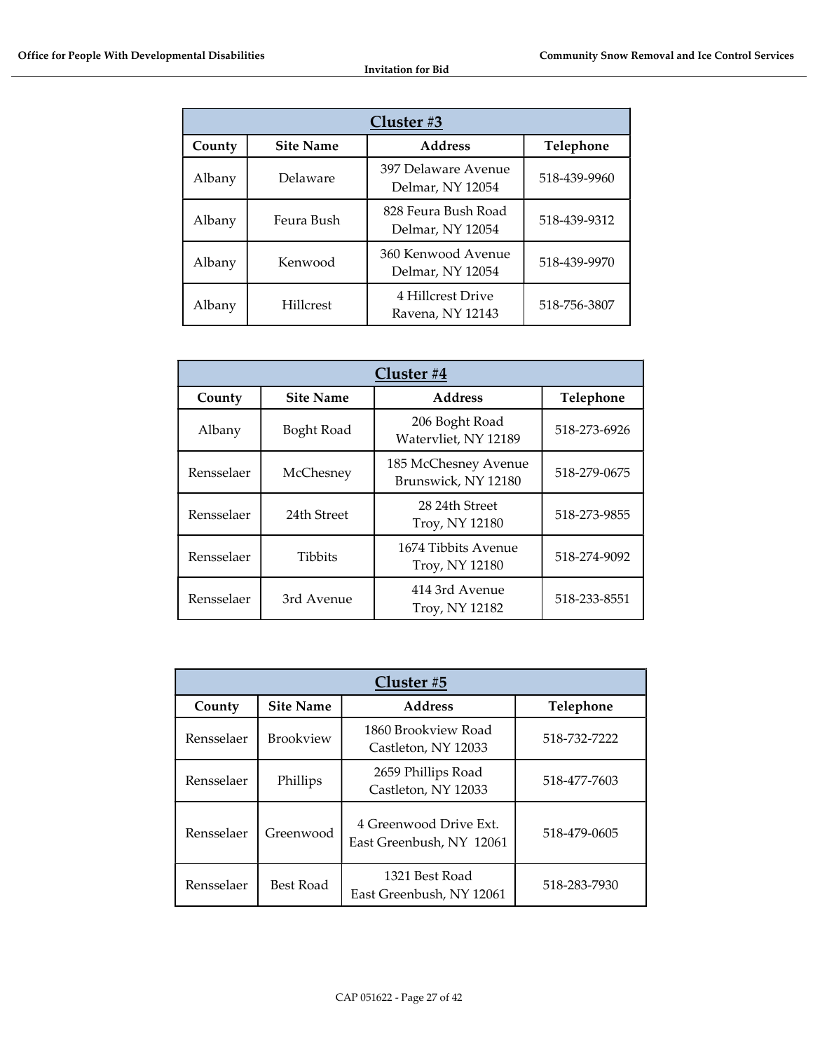| Cluster #3 | | | |
|---|---|---|---|
| **County** | **Site Name** | **Address** | **Telephone** |
| Albany | Delaware | 397 Delaware Avenue<br>Delmar, NY 12054 | 518-439-9960 |
| Albany | Feura Bush | 828 Feura Bush Road<br>Delmar, NY 12054 | 518-439-9312 |
| Albany | Kenwood | 360 Kenwood Avenue<br>Delmar, NY 12054 | 518-439-9970 |
| Albany | Hillcrest | 4 Hillcrest Drive<br>Ravena, NY 12143 | 518-756-3807 |

| Cluster #4 | | | |
|---|---|---|---|
| **County** | **Site Name** | **Address** | **Telephone** |
| Albany | Boght Road | 206 Boght Road<br>Watervliet, NY 12189 | 518-273-6926 |
| Rensselaer | McChesney | 185 McChesney Avenue<br>Brunswick, NY 12180 | 518-279-0675 |
| Rensselaer | 24th Street | 28 24th Street<br>Troy, NY 12180 | 518-273-9855 |
| Rensselaer | Tibbits | 1674 Tibbits Avenue<br>Troy, NY 12180 | 518-274-9092 |
| Rensselaer | 3rd Avenue | 414 3rd Avenue<br>Troy, NY 12182 | 518-233-8551 |

| Cluster #5 | | | |
|---|---|---|---|
| **County** | **Site Name** | **Address** | **Telephone** |
| Rensselaer | Brookview | 1860 Brookview Road<br>Castleton, NY 12033 | 518-732-7222 |
| Rensselaer | Phillips | 2659 Phillips Road<br>Castleton, NY 12033 | 518-477-7603 |
| Rensselaer | Greenwood | 4 Greenwood Drive Ext.<br>East Greenbush, NY 12061 | 518-479-0605 |
| Rensselaer | Best Road | 1321 Best Road<br>East Greenbush, NY 12061 | 518-283-7930 |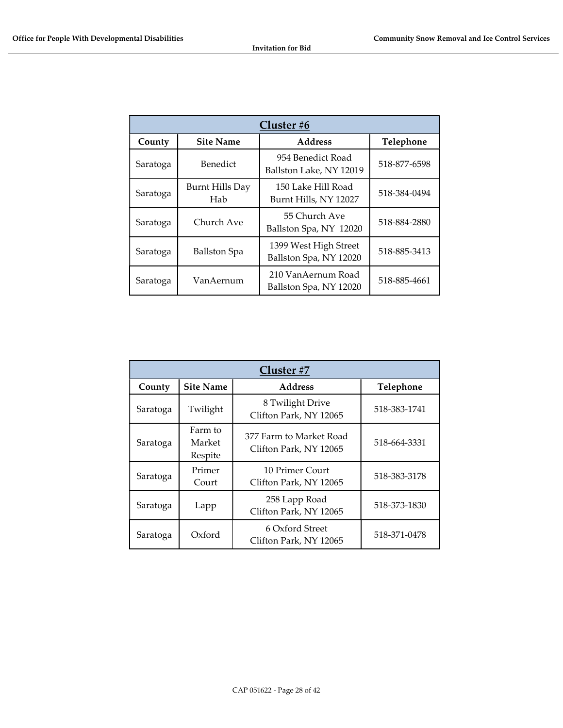| Cluster #6 | | | |
|---|---|---|---|
| **County** | **Site Name** | **Address** | **Telephone** |
| Saratoga | Benedict | 954 Benedict Road Ballston Lake, NY 12019 | 518-877-6598 |
| Saratoga | Burnt Hills Day Hab | 150 Lake Hill Road Burnt Hills, NY 12027 | 518-384-0494 |
| Saratoga | Church Ave | 55 Church Ave Ballston Spa, NY 12020 | 518-884-2880 |
| Saratoga | Ballston Spa | 1399 West High Street Ballston Spa, NY 12020 | 518-885-3413 |
| Saratoga | VanAernum | 210 VanAernum Road Ballston Spa, NY 12020 | 518-885-4661 |

| Cluster #7 | | | |
|---|---|---|---|
| **County** | **Site Name** | **Address** | **Telephone** |
| Saratoga | Twilight | 8 Twilight Drive Clifton Park, NY 12065 | 518-383-1741 |
| Saratoga | Farm to Market Respite | 377 Farm to Market Road Clifton Park, NY 12065 | 518-664-3331 |
| Saratoga | Primer Court | 10 Primer Court Clifton Park, NY 12065 | 518-383-3178 |
| Saratoga | Lapp | 258 Lapp Road Clifton Park, NY 12065 | 518-373-1830 |
| Saratoga | Oxford | 6 Oxford Street Clifton Park, NY 12065 | 518-371-0478 |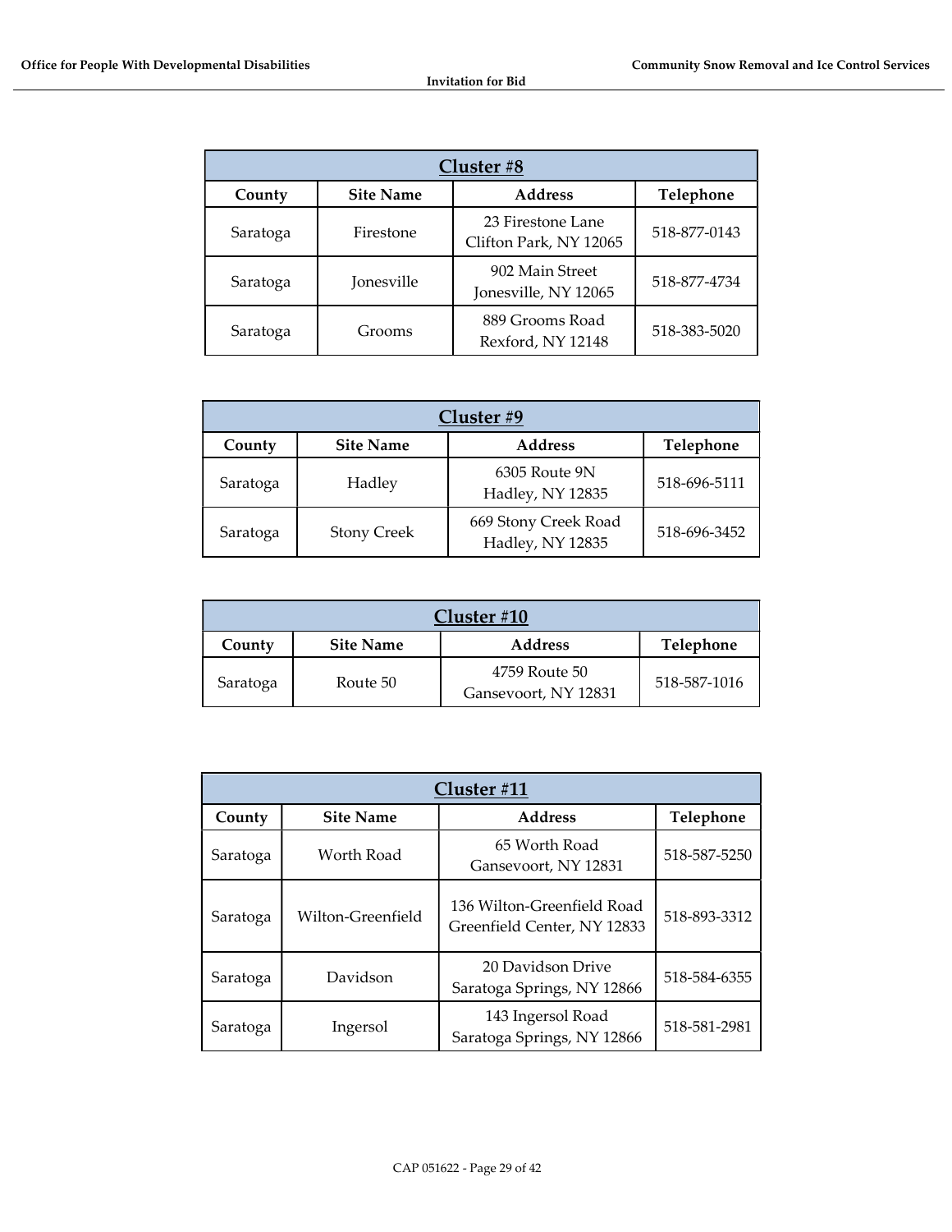| Cluster #8 | | | |
|---|---|---|---|
| **County** | **Site Name** | **Address** | **Telephone** |
| Saratoga | Firestone | 23 Firestone Lane Clifton Park, NY 12065 | 518-877-0143 |
| Saratoga | Jonesville | 902 Main Street Jonesville, NY 12065 | 518-877-4734 |
| Saratoga | Grooms | 889 Grooms Road Rexford, NY 12148 | 518-383-5020 |

| Cluster #9 | | | |
|---|---|---|---|
| **County** | **Site Name** | **Address** | **Telephone** |
| Saratoga | Hadley | 6305 Route 9N Hadley, NY 12835 | 518-696-5111 |
| Saratoga | Stony Creek | 669 Stony Creek Road Hadley, NY 12835 | 518-696-3452 |

| Cluster #10 | | | |
|---|---|---|---|
| **County** | **Site Name** | **Address** | **Telephone** |
| Saratoga | Route 50 | 4759 Route 50 Gansevoort, NY 12831 | 518-587-1016 |

| Cluster #11 | | | |
|---|---|---|---|
| **County** | **Site Name** | **Address** | **Telephone** |
| Saratoga | Worth Road | 65 Worth Road Gansevoort, NY 12831 | 518-587-5250 |
| Saratoga | Wilton-Greenfield | 136 Wilton-Greenfield Road Greenfield Center, NY 12833 | 518-893-3312 |
| Saratoga | Davidson | 20 Davidson Drive Saratoga Springs, NY 12866 | 518-584-6355 |
| Saratoga | Ingersol | 143 Ingersol Road Saratoga Springs, NY 12866 | 518-581-2981 |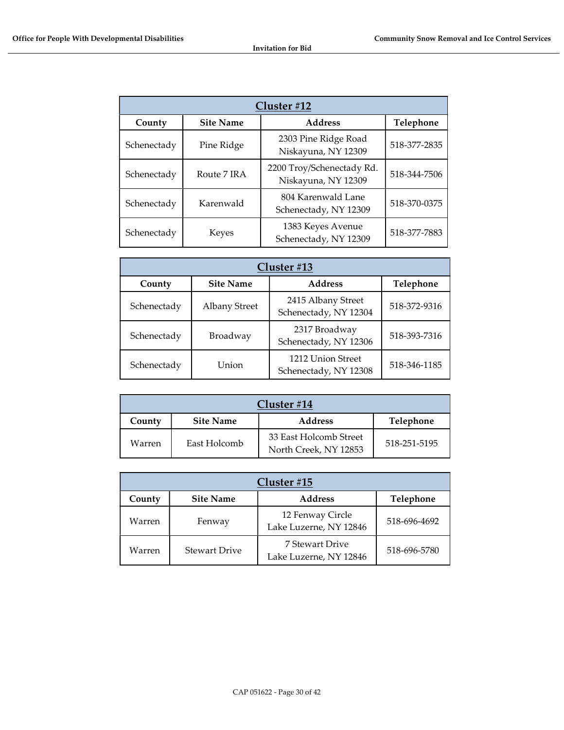| Cluster #12 | | | |
|---|---|---|---|
| **County** | **Site Name** | **Address** | **Telephone** |
| Schenectady | Pine Ridge | 2303 Pine Ridge Road Niskayuna, NY 12309 | 518-377-2835 |
| Schenectady | Route 7 IRA | 2200 Troy/Schenectady Rd. Niskayuna, NY 12309 | 518-344-7506 |
| Schenectady | Karenwald | 804 Karenwald Lane Schenectady, NY 12309 | 518-370-0375 |
| Schenectady | Keyes | 1383 Keyes Avenue Schenectady, NY 12309 | 518-377-7883 |

| Cluster #13 | | | |
|---|---|---|---|
| **County** | **Site Name** | **Address** | **Telephone** |
| Schenectady | Albany Street | 2415 Albany Street Schenectady, NY 12304 | 518-372-9316 |
| Schenectady | Broadway | 2317 Broadway Schenectady, NY 12306 | 518-393-7316 |
| Schenectady | Union | 1212 Union Street Schenectady, NY 12308 | 518-346-1185 |

| Cluster #14 | | | |
|---|---|---|---|
| **County** | **Site Name** | **Address** | **Telephone** |
| Warren | East Holcomb | 33 East Holcomb Street North Creek, NY 12853 | 518-251-5195 |

| Cluster #15 | | | |
|---|---|---|---|
| **County** | **Site Name** | **Address** | **Telephone** |
| Warren | Fenway | 12 Fenway Circle Lake Luzerne, NY 12846 | 518-696-4692 |
| Warren | Stewart Drive | 7 Stewart Drive Lake Luzerne, NY 12846 | 518-696-5780 |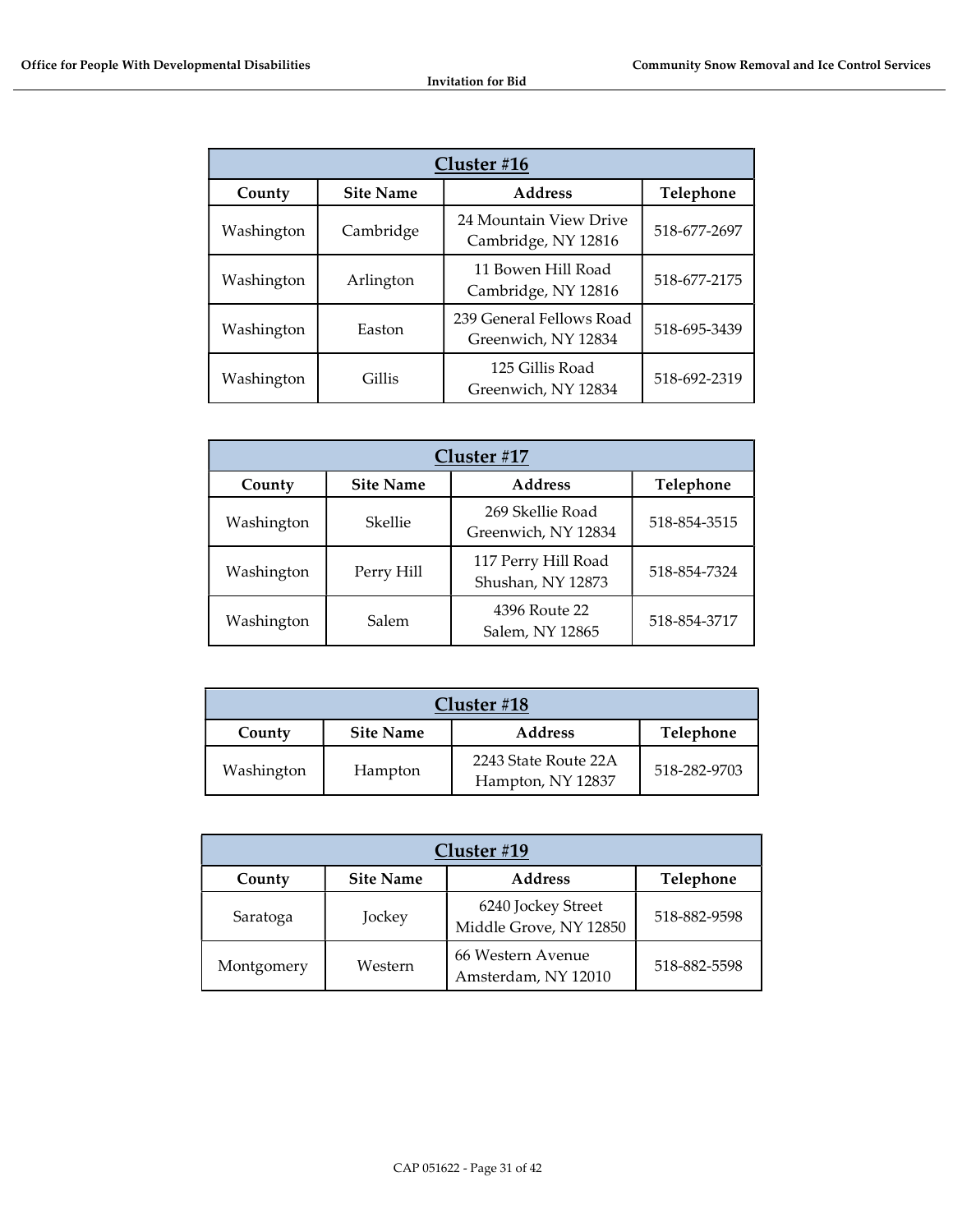| Cluster #16 | | | |
|---|---|---|---|
| **County** | **Site Name** | **Address** | **Telephone** |
| Washington | Cambridge | 24 Mountain View Drive Cambridge, NY 12816 | 518-677-2697 |
| Washington | Arlington | 11 Bowen Hill Road Cambridge, NY 12816 | 518-677-2175 |
| Washington | Easton | 239 General Fellows Road Greenwich, NY 12834 | 518-695-3439 |
| Washington | Gillis | 125 Gillis Road Greenwich, NY 12834 | 518-692-2319 |

| Cluster #17 | | | |
|---|---|---|---|
| **County** | **Site Name** | **Address** | **Telephone** |
| Washington | Skellie | 269 Skellie Road Greenwich, NY 12834 | 518-854-3515 |
| Washington | Perry Hill | 117 Perry Hill Road Shushan, NY 12873 | 518-854-7324 |
| Washington | Salem | 4396 Route 22 Salem, NY 12865 | 518-854-3717 |

| Cluster #18 | | | |
|---|---|---|---|
| **County** | **Site Name** | **Address** | **Telephone** |
| Washington | Hampton | 2243 State Route 22A Hampton, NY 12837 | 518-282-9703 |

| Cluster #19 | | | |
|---|---|---|---|
| **County** | **Site Name** | **Address** | **Telephone** |
| Saratoga | Jockey | 6240 Jockey Street Middle Grove, NY 12850 | 518-882-9598 |
| Montgomery | Western | 66 Western Avenue Amsterdam, NY 12010 | 518-882-5598 |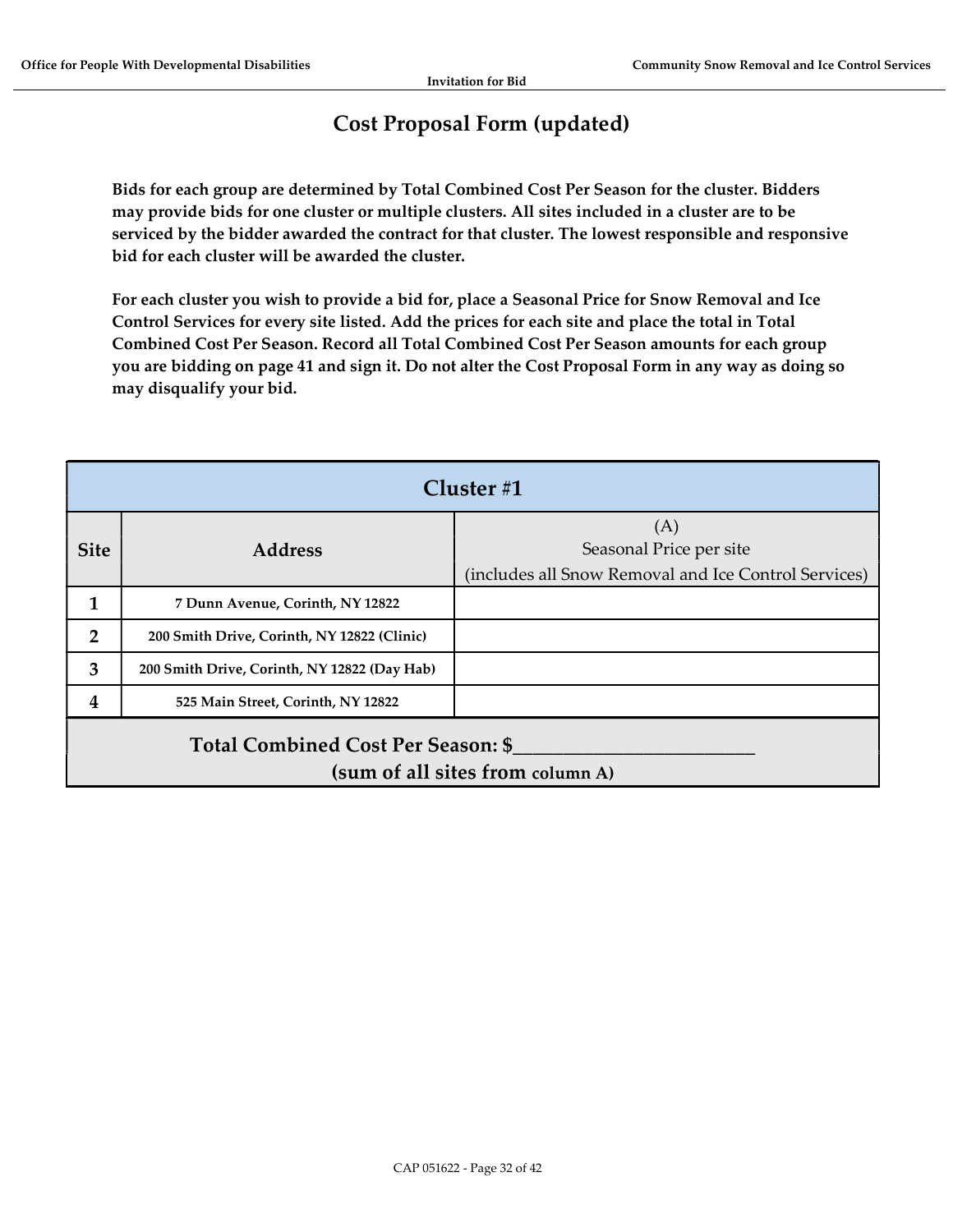# Cost Proposal Form (updated)

**Bids for each group are determined by Total Combined Cost Per Season for the cluster. Bidders may provide bids for one cluster or multiple clusters. All sites included in a cluster are to be serviced by the bidder awarded the contract for that cluster. The lowest responsible and responsive bid for each cluster will be awarded the cluster.**

**For each cluster you wish to provide a bid for, place a Seasonal Price for Snow Removal and Ice Control Services for every site listed. Add the prices for each site and place the total in Total Combined Cost Per Season. Record all Total Combined Cost Per Season amounts for each group you are bidding on page 41 and sign it. Do not alter the Cost Proposal Form in any way as doing so may disqualify your bid.**

| Cluster #1 | | |
|---|---|---|
| **Site** | **Address** | (A)<br>Seasonal Price per site<br>(includes all Snow Removal and Ice Control Services) |
| **1** | **7 Dunn Avenue, Corinth, NY 12822** | |
| **2** | **200 Smith Drive, Corinth, NY 12822 (Clinic)** | |
| **3** | **200 Smith Drive, Corinth, NY 12822 (Day Hab)** | |
| **4** | **525 Main Street, Corinth, NY 12822** | |
| **Total Combined Cost Per Season: $\_\_\_\_\_\_\_\_\_\_\_\_\_\_\_\_\_\_\_\_\_\_\_\_\_\_**<br>**(sum of all sites from column A)** | | |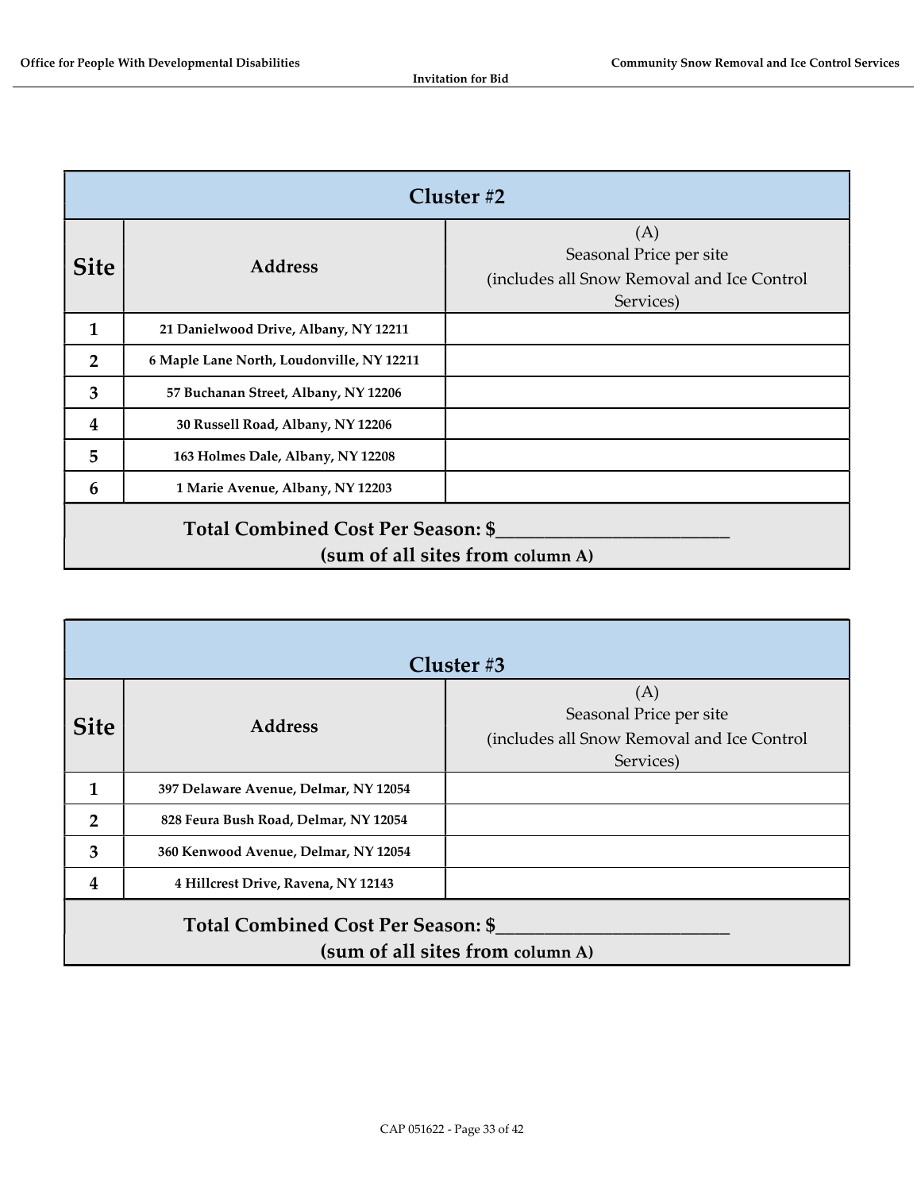| Cluster #2 | | |
|---|---|---|
| **Site** | **Address** | (A)<br>Seasonal Price per site<br>(includes all Snow Removal and Ice Control Services) |
| **1** | **21 Danielwood Drive, Albany, NY 12211** | |
| **2** | **6 Maple Lane North, Loudonville, NY 12211** | |
| **3** | **57 Buchanan Street, Albany, NY 12206** | |
| **4** | **30 Russell Road, Albany, NY 12206** | |
| **5** | **163 Holmes Dale, Albany, NY 12208** | |
| **6** | **1 Marie Avenue, Albany, NY 12203** | |
| **Total Combined Cost Per Season: $________________________**<br>**(sum of all sites from column A)** | | |

| Cluster #3 | | |
|---|---|---|
| **Site** | **Address** | (A)<br>Seasonal Price per site<br>(includes all Snow Removal and Ice Control Services) |
| **1** | **397 Delaware Avenue, Delmar, NY 12054** | |
| **2** | **828 Feura Bush Road, Delmar, NY 12054** | |
| **3** | **360 Kenwood Avenue, Delmar, NY 12054** | |
| **4** | **4 Hillcrest Drive, Ravena, NY 12143** | |
| **Total Combined Cost Per Season: $________________________**<br>**(sum of all sites from column A)** | | |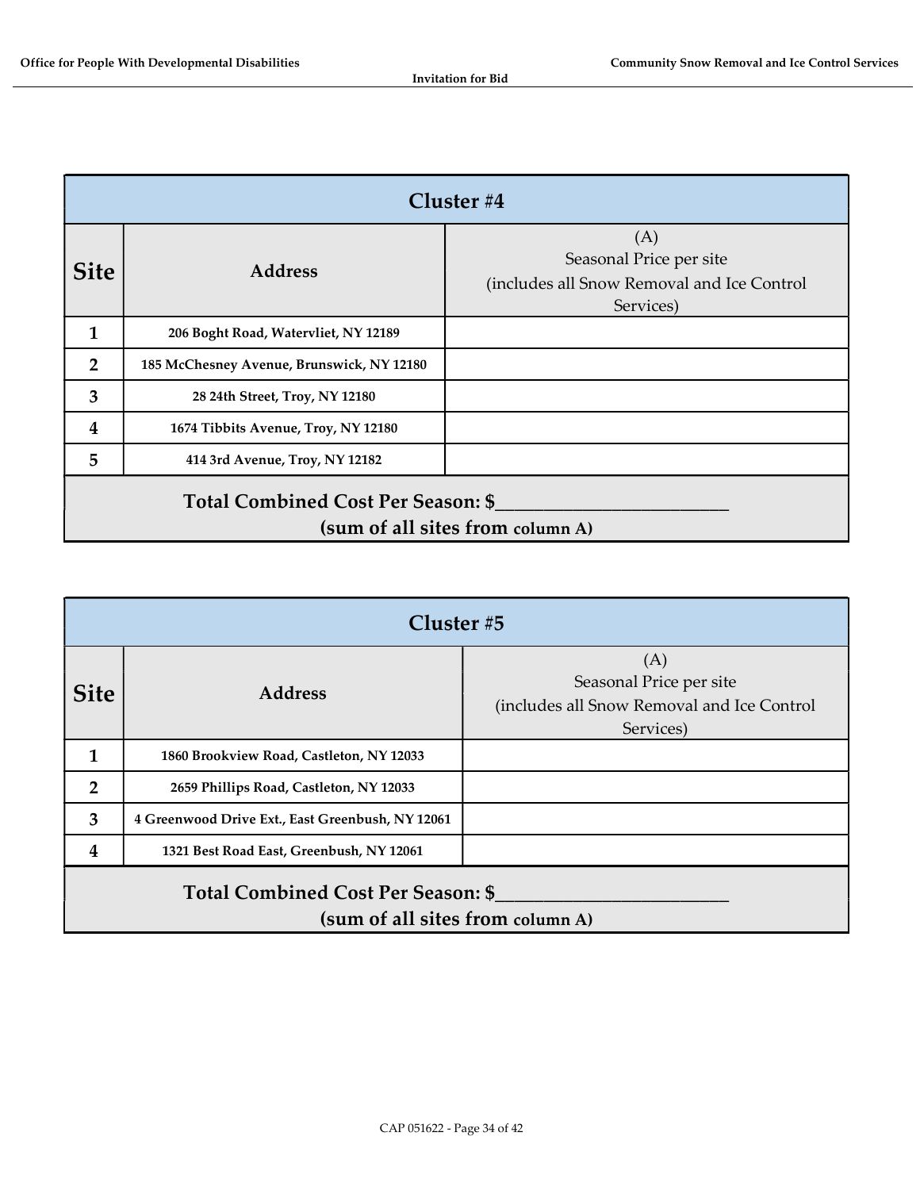| Cluster #4 | | |
|---|---|---|
| **Site** | **Address** | (A) Seasonal Price per site (includes all Snow Removal and Ice Control Services) |
| **1** | **206 Boght Road, Watervliet, NY 12189** | |
| **2** | **185 McChesney Avenue, Brunswick, NY 12180** | |
| **3** | **28 24th Street, Troy, NY 12180** | |
| **4** | **1674 Tibbits Avenue, Troy, NY 12180** | |
| **5** | **414 3rd Avenue, Troy, NY 12182** | |
| **Total Combined Cost Per Season: $________________________ (sum of all sites from column A)** | | |

| Cluster #5 | | |
|---|---|---|
| **Site** | **Address** | (A) Seasonal Price per site (includes all Snow Removal and Ice Control Services) |
| **1** | **1860 Brookview Road, Castleton, NY 12033** | |
| **2** | **2659 Phillips Road, Castleton, NY 12033** | |
| **3** | **4 Greenwood Drive Ext., East Greenbush, NY 12061** | |
| **4** | **1321 Best Road East, Greenbush, NY 12061** | |
| **Total Combined Cost Per Season: $________________________ (sum of all sites from column A)** | | |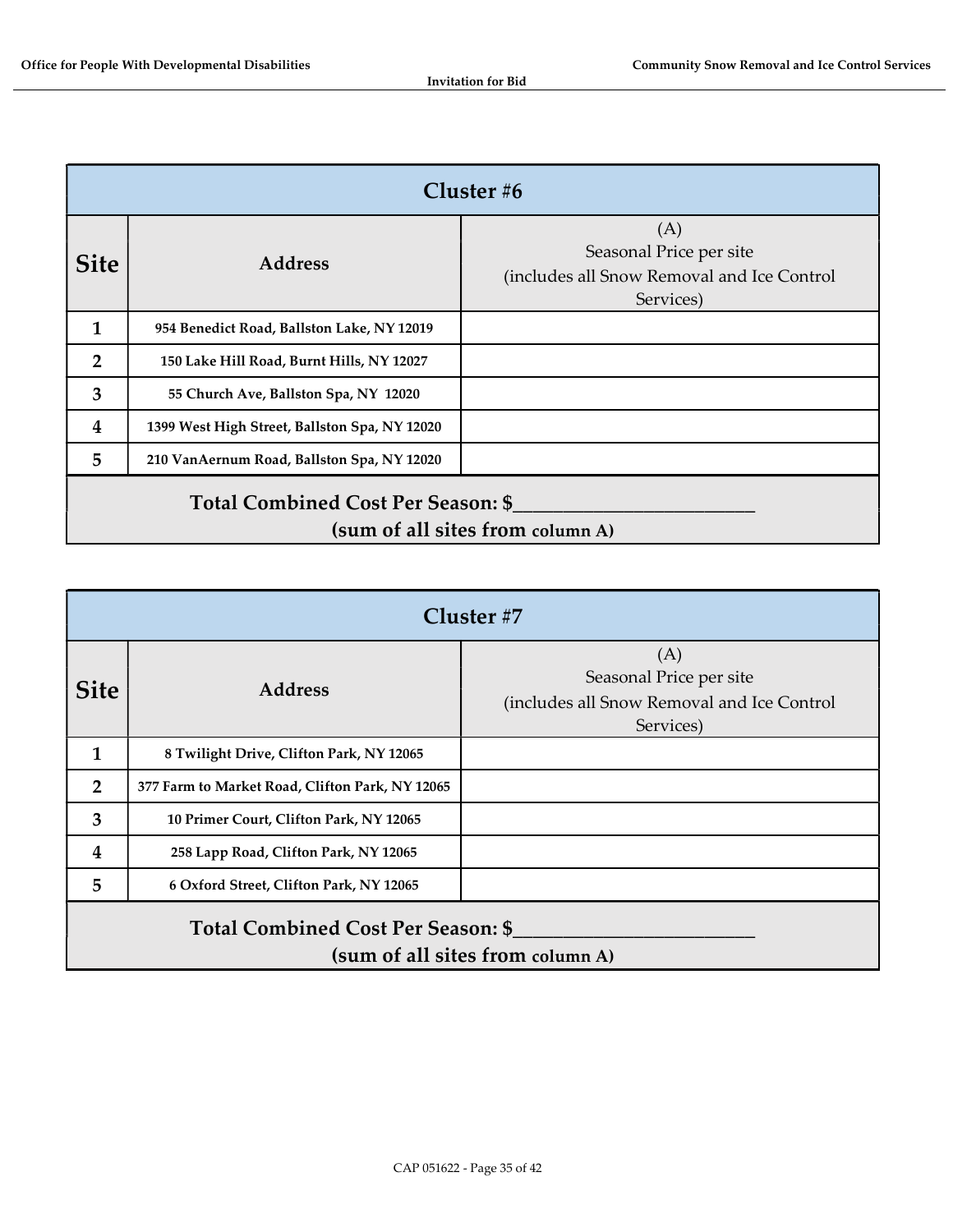| Cluster #6 | | |
|---|---|---|
| **Site** | **Address** | (A)<br>Seasonal Price per site<br>(includes all Snow Removal and Ice Control Services) |
| **1** | **954 Benedict Road, Ballston Lake, NY 12019** | |
| **2** | **150 Lake Hill Road, Burnt Hills, NY 12027** | |
| **3** | **55 Church Ave, Ballston Spa, NY 12020** | |
| **4** | **1399 West High Street, Ballston Spa, NY 12020** | |
| **5** | **210 VanAernum Road, Ballston Spa, NY 12020** | |
| **Total Combined Cost Per Season: $________________________**<br>**(sum of all sites from column A)** | | |

| Cluster #7 | | |
|---|---|---|
| **Site** | **Address** | (A)<br>Seasonal Price per site<br>(includes all Snow Removal and Ice Control Services) |
| **1** | **8 Twilight Drive, Clifton Park, NY 12065** | |
| **2** | **377 Farm to Market Road, Clifton Park, NY 12065** | |
| **3** | **10 Primer Court, Clifton Park, NY 12065** | |
| **4** | **258 Lapp Road, Clifton Park, NY 12065** | |
| **5** | **6 Oxford Street, Clifton Park, NY 12065** | |
| **Total Combined Cost Per Season: $________________________**<br>**(sum of all sites from column A)** | | |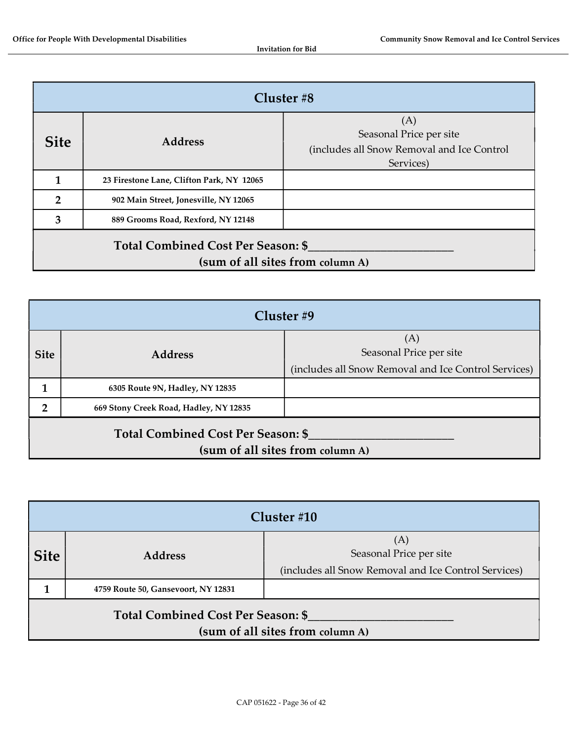| Cluster #8 | | |
|---|---|---|
| **Site** | **Address** | (A) Seasonal Price per site (includes all Snow Removal and Ice Control Services) |
| **1** | **23 Firestone Lane, Clifton Park, NY 12065** | |
| **2** | **902 Main Street, Jonesville, NY 12065** | |
| **3** | **889 Grooms Road, Rexford, NY 12148** | |
| **Total Combined Cost Per Season: $________________________ (sum of all sites from column A)** | | |

| Cluster #9 | | |
|---|---|---|
| **Site** | **Address** | (A) Seasonal Price per site (includes all Snow Removal and Ice Control Services) |
| **1** | **6305 Route 9N, Hadley, NY 12835** | |
| **2** | **669 Stony Creek Road, Hadley, NY 12835** | |
| **Total Combined Cost Per Season: $________________________ (sum of all sites from column A)** | | |

| Cluster #10 | | |
|---|---|---|
| **Site** | **Address** | (A) Seasonal Price per site (includes all Snow Removal and Ice Control Services) |
| **1** | **4759 Route 50, Gansevoort, NY 12831** | |
| **Total Combined Cost Per Season: $________________________ (sum of all sites from column A)** | | |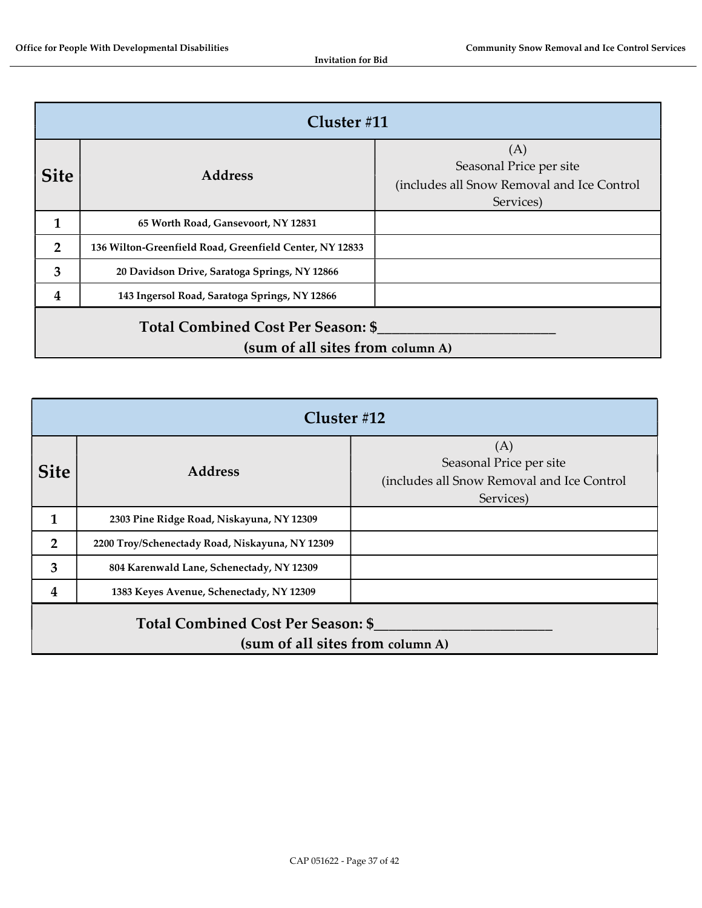| Cluster #11 | | |
|---|---|---|
| **Site** | **Address** | (A)<br>Seasonal Price per site<br>(includes all Snow Removal and Ice Control Services) |
| **1** | **65 Worth Road, Gansevoort, NY 12831** | |
| **2** | **136 Wilton-Greenfield Road, Greenfield Center, NY 12833** | |
| **3** | **20 Davidson Drive, Saratoga Springs, NY 12866** | |
| **4** | **143 Ingersol Road, Saratoga Springs, NY 12866** | |
| **Total Combined Cost Per Season: $________________________**<br>**(sum of all sites from column A)** | | |

| Cluster #12 | | |
|---|---|---|
| **Site** | **Address** | (A)<br>Seasonal Price per site<br>(includes all Snow Removal and Ice Control Services) |
| **1** | **2303 Pine Ridge Road, Niskayuna, NY 12309** | |
| **2** | **2200 Troy/Schenectady Road, Niskayuna, NY 12309** | |
| **3** | **804 Karenwald Lane, Schenectady, NY 12309** | |
| **4** | **1383 Keyes Avenue, Schenectady, NY 12309** | |
| **Total Combined Cost Per Season: $________________________**<br>**(sum of all sites from column A)** | | |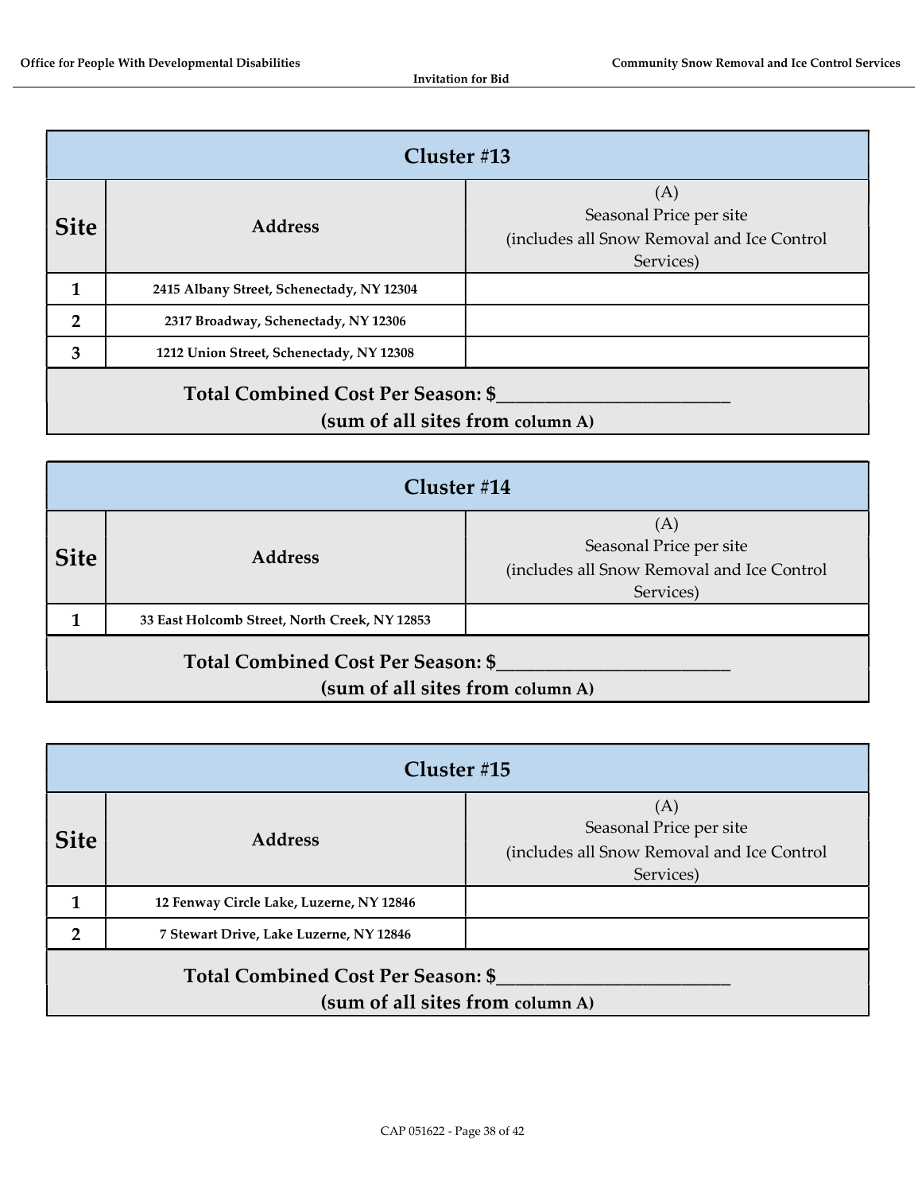| Cluster #13 | | |
|---|---|---|
| **Site** | **Address** | (A)<br>Seasonal Price per site<br>(includes all Snow Removal and Ice Control Services) |
| **1** | **2415 Albany Street, Schenectady, NY 12304** | |
| **2** | **2317 Broadway, Schenectady, NY 12306** | |
| **3** | **1212 Union Street, Schenectady, NY 12308** | |
| **Total Combined Cost Per Season: $________________________**<br>**(sum of all sites from column A)** | | |

| Cluster #14 | | |
|---|---|---|
| **Site** | **Address** | (A)<br>Seasonal Price per site<br>(includes all Snow Removal and Ice Control Services) |
| **1** | **33 East Holcomb Street, North Creek, NY 12853** | |
| **Total Combined Cost Per Season: $________________________**<br>**(sum of all sites from column A)** | | |

| Cluster #15 | | |
|---|---|---|
| **Site** | **Address** | (A)<br>Seasonal Price per site<br>(includes all Snow Removal and Ice Control Services) |
| **1** | **12 Fenway Circle Lake, Luzerne, NY 12846** | |
| **2** | **7 Stewart Drive, Lake Luzerne, NY 12846** | |
| **Total Combined Cost Per Season: $________________________**<br>**(sum of all sites from column A)** | | |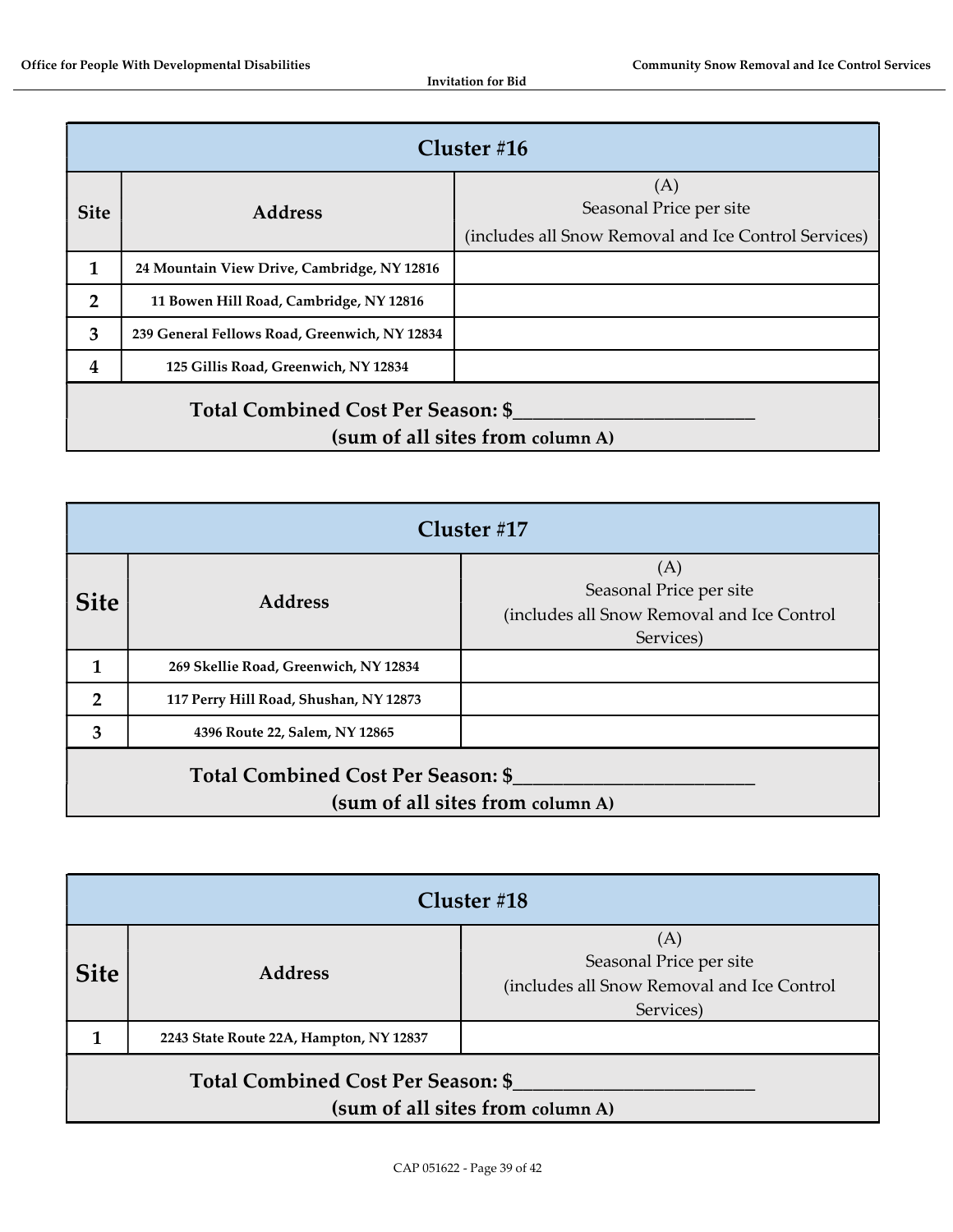| Cluster #16 | | |
|---|---|---|
| **Site** | **Address** | (A)<br>Seasonal Price per site<br>(includes all Snow Removal and Ice Control Services) |
| **1** | **24 Mountain View Drive, Cambridge, NY 12816** | |
| **2** | **11 Bowen Hill Road, Cambridge, NY 12816** | |
| **3** | **239 General Fellows Road, Greenwich, NY 12834** | |
| **4** | **125 Gillis Road, Greenwich, NY 12834** | |
| **Total Combined Cost Per Season: $________________________**<br>**(sum of all sites from column A)** | | |

| Cluster #17 | | |
|---|---|---|
| **Site** | **Address** | (A)<br>Seasonal Price per site<br>(includes all Snow Removal and Ice Control Services) |
| **1** | **269 Skellie Road, Greenwich, NY 12834** | |
| **2** | **117 Perry Hill Road, Shushan, NY 12873** | |
| **3** | **4396 Route 22, Salem, NY 12865** | |
| **Total Combined Cost Per Season: $________________________**<br>**(sum of all sites from column A)** | | |

| Cluster #18 | | |
|---|---|---|
| **Site** | **Address** | (A)<br>Seasonal Price per site<br>(includes all Snow Removal and Ice Control Services) |
| **1** | **2243 State Route 22A, Hampton, NY 12837** | |
| **Total Combined Cost Per Season: $________________________**<br>**(sum of all sites from column A)** | | |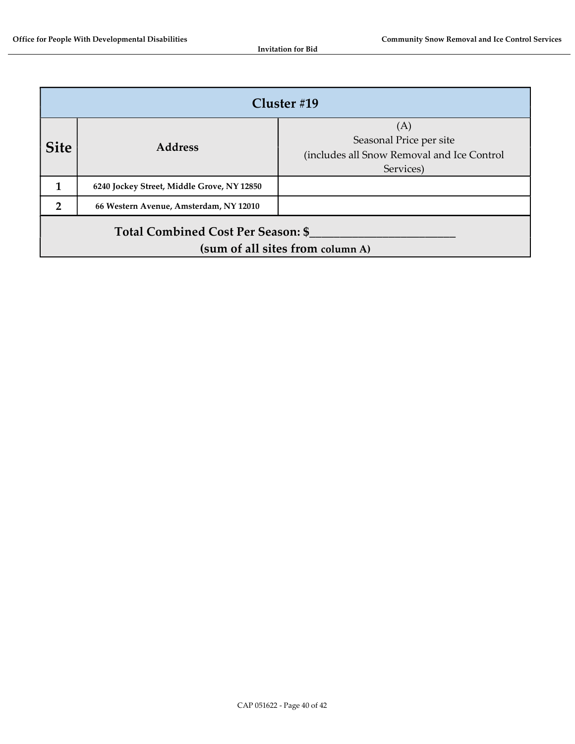| Cluster #19 | | |
|---|---|---|
| **Site** | **Address** | (A)<br>Seasonal Price per site<br>(includes all Snow Removal and Ice Control Services) |
| **1** | **6240 Jockey Street, Middle Grove, NY 12850** | |
| **2** | **66 Western Avenue, Amsterdam, NY 12010** | |
| **Total Combined Cost Per Season: $________________________**<br>**(sum of all sites from column A)** | | |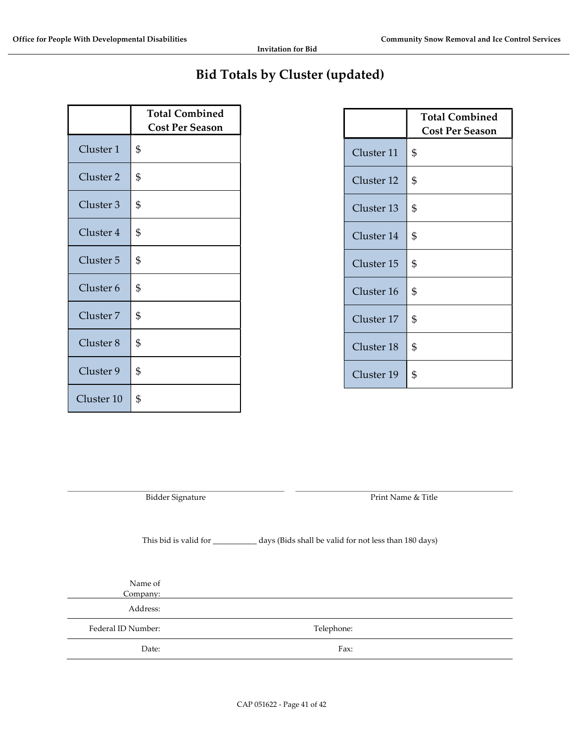## Bid Totals by Cluster (updated)

| | Total Combined Cost Per Season |
|---|---|
| Cluster 1 | $ |
| Cluster 2 | $ |
| Cluster 3 | $ |
| Cluster 4 | $ |
| Cluster 5 | $ |
| Cluster 6 | $ |
| Cluster 7 | $ |
| Cluster 8 | $ |
| Cluster 9 | $ |
| Cluster 10 | $ |

| | Total Combined Cost Per Season |
|---|---|
| Cluster 11 | $ |
| Cluster 12 | $ |
| Cluster 13 | $ |
| Cluster 14 | $ |
| Cluster 15 | $ |
| Cluster 16 | $ |
| Cluster 17 | $ |
| Cluster 18 | $ |
| Cluster 19 | $ |

Bidder Signature

Print Name & Title

This bid is valid for ___________ days (Bids shall be valid for not less than 180 days)

Name of Company:

Address:

Federal ID Number: Telephone:

Date: Fax: